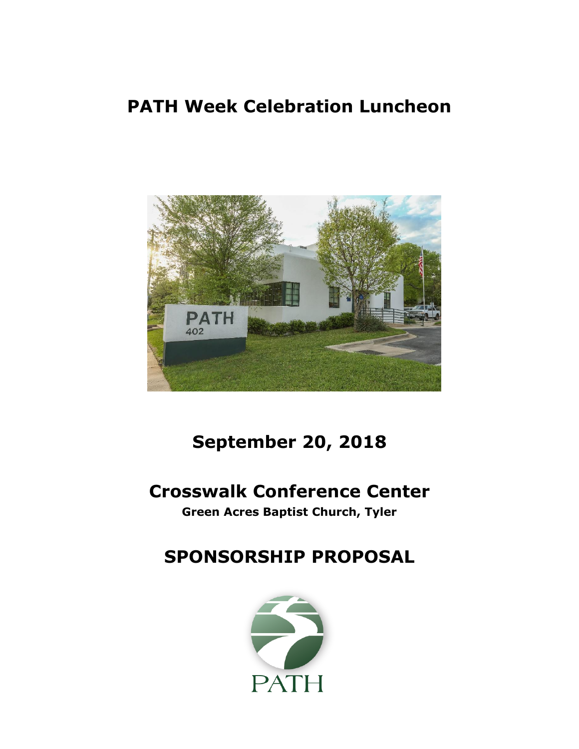# PATH Week Celebration Luncheon

## September 20, 2018

## Crosswalk Conference Center

**Green Acres Baptist Church, Tyler**

## SPONSORSHIP PROPOSAL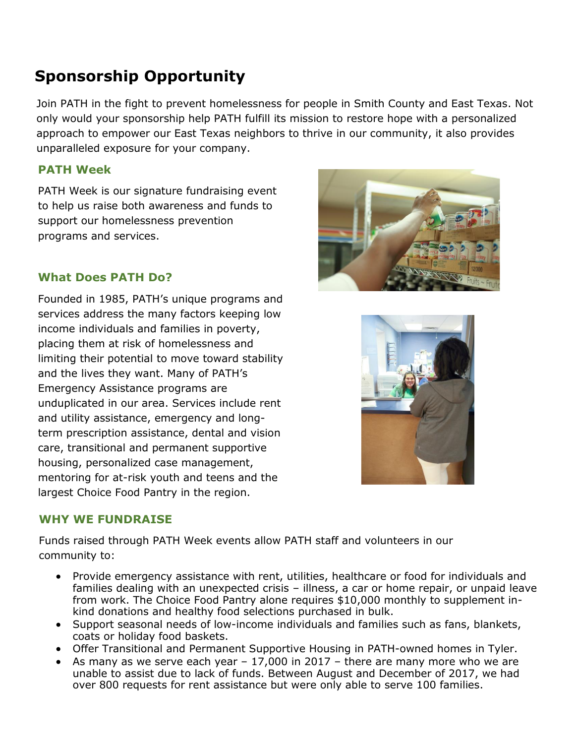# Sponsorship Opportunity

Join PATH in the fight to prevent homelessness for people in Smith County and East Texas. Not only would your sponsorship help PATH fulfill its mission to restore hope with a personalized approach to empower our East Texas neighbors to thrive in our community, it also provides unparalleled exposure for your company.

## PATH Week

PATH Week is our signature fundraising event to help us raise both awareness and funds to support our homelessness prevention programs and services.

## What Does PATH Do?

Founded in 1985, PATH's unique programs and services address the many factors keeping low income individuals and families in poverty, placing them at risk of homelessness and limiting their potential to move toward stability and the lives they want. Many of PATH's Emergency Assistance programs are unduplicated in our area. Services include rent and utility assistance, emergency and long-term prescription assistance, dental and vision care, transitional and permanent supportive housing, personalized case management, mentoring for at-risk youth and teens and the largest Choice Food Pantry in the region.

## WHY WE FUNDRAISE

Funds raised through PATH Week events allow PATH staff and volunteers in our community to:

- Provide emergency assistance with rent, utilities, healthcare or food for individuals and families dealing with an unexpected crisis – illness, a car or home repair, or unpaid leave from work. The Choice Food Pantry alone requires $10,000 monthly to supplement in-kind donations and healthy food selections purchased in bulk.
- Support seasonal needs of low-income individuals and families such as fans, blankets, coats or holiday food baskets.
- Offer Transitional and Permanent Supportive Housing in PATH-owned homes in Tyler.
- As many as we serve each year – 17,000 in 2017 – there are many more who we are unable to assist due to lack of funds. Between August and December of 2017, we had over 800 requests for rent assistance but were only able to serve 100 families.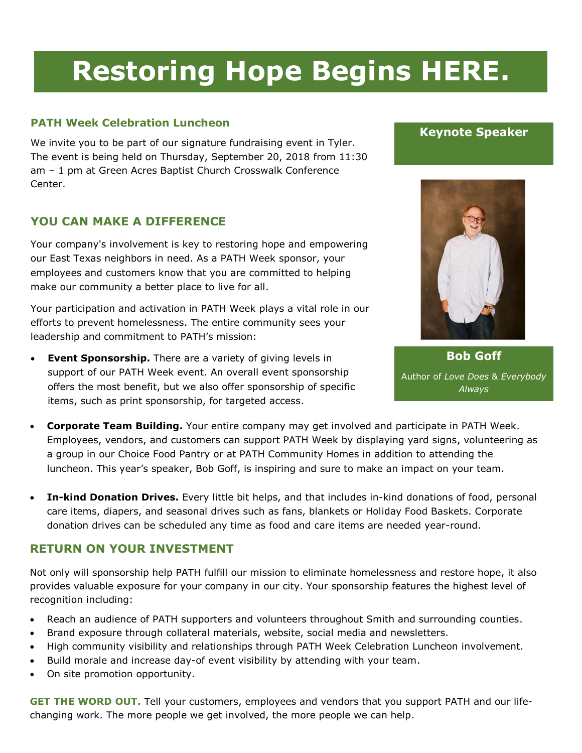# Restoring Hope Begins HERE.

### PATH Week Celebration Luncheon

We invite you to be part of our signature fundraising event in Tyler. The event is being held on Thursday, September 20, 2018 from 11:30 am – 1 pm at Green Acres Baptist Church Crosswalk Conference Center.

**Keynote Speaker**

**Bob Goff**

Author of *Love Does* & *Everybody Always*

## YOU CAN MAKE A DIFFERENCE

Your company's involvement is key to restoring hope and empowering our East Texas neighbors in need. As a PATH Week sponsor, your employees and customers know that you are committed to helping make our community a better place to live for all.

Your participation and activation in PATH Week plays a vital role in our efforts to prevent homelessness. The entire community sees your leadership and commitment to PATH's mission:

- **Event Sponsorship.** There are a variety of giving levels in support of our PATH Week event. An overall event sponsorship offers the most benefit, but we also offer sponsorship of specific items, such as print sponsorship, for targeted access.
- **Corporate Team Building.** Your entire company may get involved and participate in PATH Week. Employees, vendors, and customers can support PATH Week by displaying yard signs, volunteering as a group in our Choice Food Pantry or at PATH Community Homes in addition to attending the luncheon. This year's speaker, Bob Goff, is inspiring and sure to make an impact on your team.
- **In-kind Donation Drives.** Every little bit helps, and that includes in-kind donations of food, personal care items, diapers, and seasonal drives such as fans, blankets or Holiday Food Baskets. Corporate donation drives can be scheduled any time as food and care items are needed year-round.

## RETURN ON YOUR INVESTMENT

Not only will sponsorship help PATH fulfill our mission to eliminate homelessness and restore hope, it also provides valuable exposure for your company in our city. Your sponsorship features the highest level of recognition including:

- Reach an audience of PATH supporters and volunteers throughout Smith and surrounding counties.
- Brand exposure through collateral materials, website, social media and newsletters.
- High community visibility and relationships through PATH Week Celebration Luncheon involvement.
- Build morale and increase day-of event visibility by attending with your team.
- On site promotion opportunity.

**GET THE WORD OUT.** Tell your customers, employees and vendors that you support PATH and our life-changing work. The more people we get involved, the more people we can help.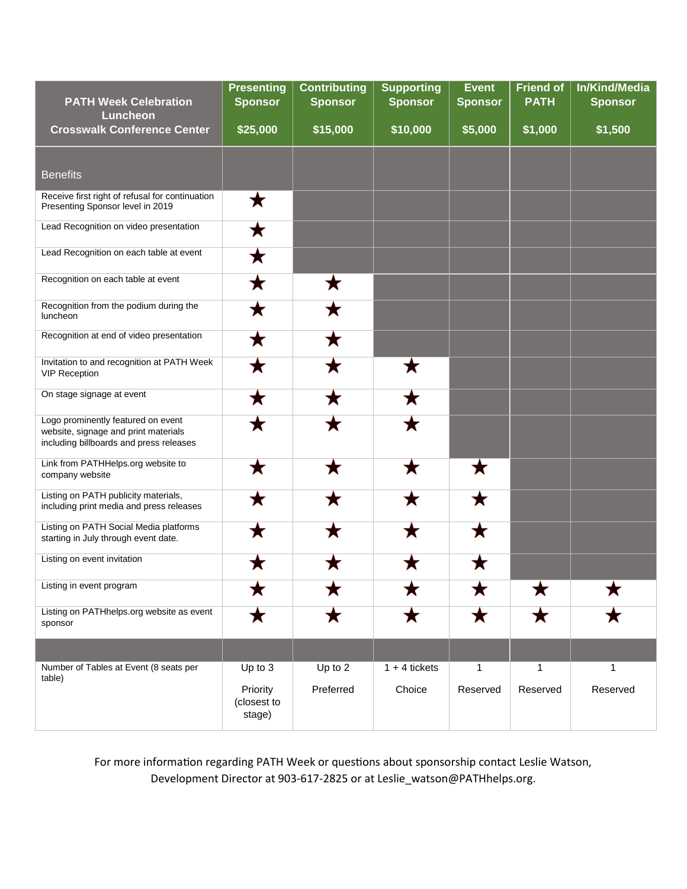| PATH Week Celebration Luncheon<br>Crosswalk Conference Center | Presenting Sponsor<br>$25,000 | Contributing Sponsor<br>$15,000 | Supporting Sponsor<br>$10,000 | Event Sponsor<br>$5,000 | Friend of PATH<br>$1,000 | In/Kind/Media Sponsor<br>$1,500 |
|---|---|---|---|---|---|---|
| Benefits | | | | | | |
| Receive first right of refusal for continuation Presenting Sponsor level in 2019 | ★ | | | | | |
| Lead Recognition on video presentation | ★ | | | | | |
| Lead Recognition on each table at event | ★ | | | | | |
| Recognition on each table at event | ★ | ★ | | | | |
| Recognition from the podium during the luncheon | ★ | ★ | | | | |
| Recognition at end of video presentation | ★ | ★ | | | | |
| Invitation to and recognition at PATH Week VIP Reception | ★ | ★ | ★ | | | |
| On stage signage at event | ★ | ★ | ★ | | | |
| Logo prominently featured on event website, signage and print materials including billboards and press releases | ★ | ★ | ★ | | | |
| Link from PATHHelps.org website to company website | ★ | ★ | ★ | ★ | | |
| Listing on PATH publicity materials, including print media and press releases | ★ | ★ | ★ | ★ | | |
| Listing on PATH Social Media platforms starting in July through event date. | ★ | ★ | ★ | ★ | | |
| Listing on event invitation | ★ | ★ | ★ | ★ | | |
| Listing in event program | ★ | ★ | ★ | ★ | ★ | ★ |
| Listing on PATHhelps.org website as event sponsor | ★ | ★ | ★ | ★ | ★ | ★ |
| | | | | | | |
| Number of Tables at Event (8 seats per table) | Up to 3<br>Priority (closest to stage) | Up to 2<br>Preferred | 1 + 4 tickets<br>Choice | 1<br>Reserved | 1<br>Reserved | 1<br>Reserved |

For more information regarding PATH Week or questions about sponsorship contact Leslie Watson, Development Director at 903-617-2825 or at Leslie_watson@PATHhelps.org.